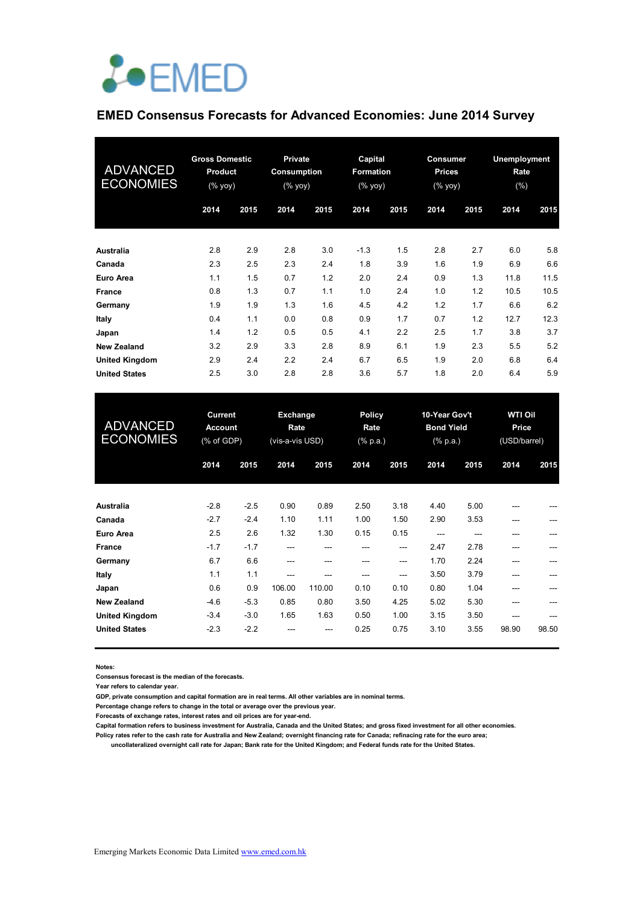EMED

# EMED Consensus Forecasts for Advanced Economies: June 2014 Survey

| ADVANCED ECONOMIES | Gross Domestic Product (% yoy) | | Private Consumption (% yoy) | | Capital Formation (% yoy) | | Consumer Prices (% yoy) | | Unemployment Rate (%) | |
|---|---|---|---|---|---|---|---|---|---|---|
| | 2014 | 2015 | 2014 | 2015 | 2014 | 2015 | 2014 | 2015 | 2014 | 2015 |
| **Australia** | 2.8 | 2.9 | 2.8 | 3.0 | -1.3 | 1.5 | 2.8 | 2.7 | 6.0 | 5.8 |
| **Canada** | 2.3 | 2.5 | 2.3 | 2.4 | 1.8 | 3.9 | 1.6 | 1.9 | 6.9 | 6.6 |
| **Euro Area** | 1.1 | 1.5 | 0.7 | 1.2 | 2.0 | 2.4 | 0.9 | 1.3 | 11.8 | 11.5 |
| **France** | 0.8 | 1.3 | 0.7 | 1.1 | 1.0 | 2.4 | 1.0 | 1.2 | 10.5 | 10.5 |
| **Germany** | 1.9 | 1.9 | 1.3 | 1.6 | 4.5 | 4.2 | 1.2 | 1.7 | 6.6 | 6.2 |
| **Italy** | 0.4 | 1.1 | 0.0 | 0.8 | 0.9 | 1.7 | 0.7 | 1.2 | 12.7 | 12.3 |
| **Japan** | 1.4 | 1.2 | 0.5 | 0.5 | 4.1 | 2.2 | 2.5 | 1.7 | 3.8 | 3.7 |
| **New Zealand** | 3.2 | 2.9 | 3.3 | 2.8 | 8.9 | 6.1 | 1.9 | 2.3 | 5.5 | 5.2 |
| **United Kingdom** | 2.9 | 2.4 | 2.2 | 2.4 | 6.7 | 6.5 | 1.9 | 2.0 | 6.8 | 6.4 |
| **United States** | 2.5 | 3.0 | 2.8 | 2.8 | 3.6 | 5.7 | 1.8 | 2.0 | 6.4 | 5.9 |

| ADVANCED ECONOMIES | Current Account (% of GDP) | | Exchange Rate (vis-a-vis USD) | | Policy Rate (% p.a.) | | 10-Year Gov't Bond Yield (% p.a.) | | WTI Oil Price (USD/barrel) | |
|---|---|---|---|---|---|---|---|---|---|---|
| | 2014 | 2015 | 2014 | 2015 | 2014 | 2015 | 2014 | 2015 | 2014 | 2015 |
| **Australia** | -2.8 | -2.5 | 0.90 | 0.89 | 2.50 | 3.18 | 4.40 | 5.00 | --- | --- |
| **Canada** | -2.7 | -2.4 | 1.10 | 1.11 | 1.00 | 1.50 | 2.90 | 3.53 | --- | --- |
| **Euro Area** | 2.5 | 2.6 | 1.32 | 1.30 | 0.15 | 0.15 | --- | --- | --- | --- |
| **France** | -1.7 | -1.7 | --- | --- | --- | --- | 2.47 | 2.78 | --- | --- |
| **Germany** | 6.7 | 6.6 | --- | --- | --- | --- | 1.70 | 2.24 | --- | --- |
| **Italy** | 1.1 | 1.1 | --- | --- | --- | --- | 3.50 | 3.79 | --- | --- |
| **Japan** | 0.6 | 0.9 | 106.00 | 110.00 | 0.10 | 0.10 | 0.80 | 1.04 | --- | --- |
| **New Zealand** | -4.6 | -5.3 | 0.85 | 0.80 | 3.50 | 4.25 | 5.02 | 5.30 | --- | --- |
| **United Kingdom** | -3.4 | -3.0 | 1.65 | 1.63 | 0.50 | 1.00 | 3.15 | 3.50 | --- | --- |
| **United States** | -2.3 | -2.2 | --- | --- | 0.25 | 0.75 | 3.10 | 3.55 | 98.90 | 98.50 |

**Notes:**

**Consensus forecast is the median of the forecasts.**

**Year refers to calendar year.**

**GDP, private consumption and capital formation are in real terms. All other variables are in nominal terms.**

**Percentage change refers to change in the total or average over the previous year.**

**Forecasts of exchange rates, interest rates and oil prices are for year-end.**

**Capital formation refers to business investment for Australia, Canada and the United States; and gross fixed investment for all other economies.**

**Policy rates refer to the cash rate for Australia and New Zealand; overnight financing rate for Canada; refinacing rate for the euro area; uncollateralized overnight call rate for Japan; Bank rate for the United Kingdom; and Federal funds rate for the United States.**

Emerging Markets Economic Data Limited www.emed.com.hk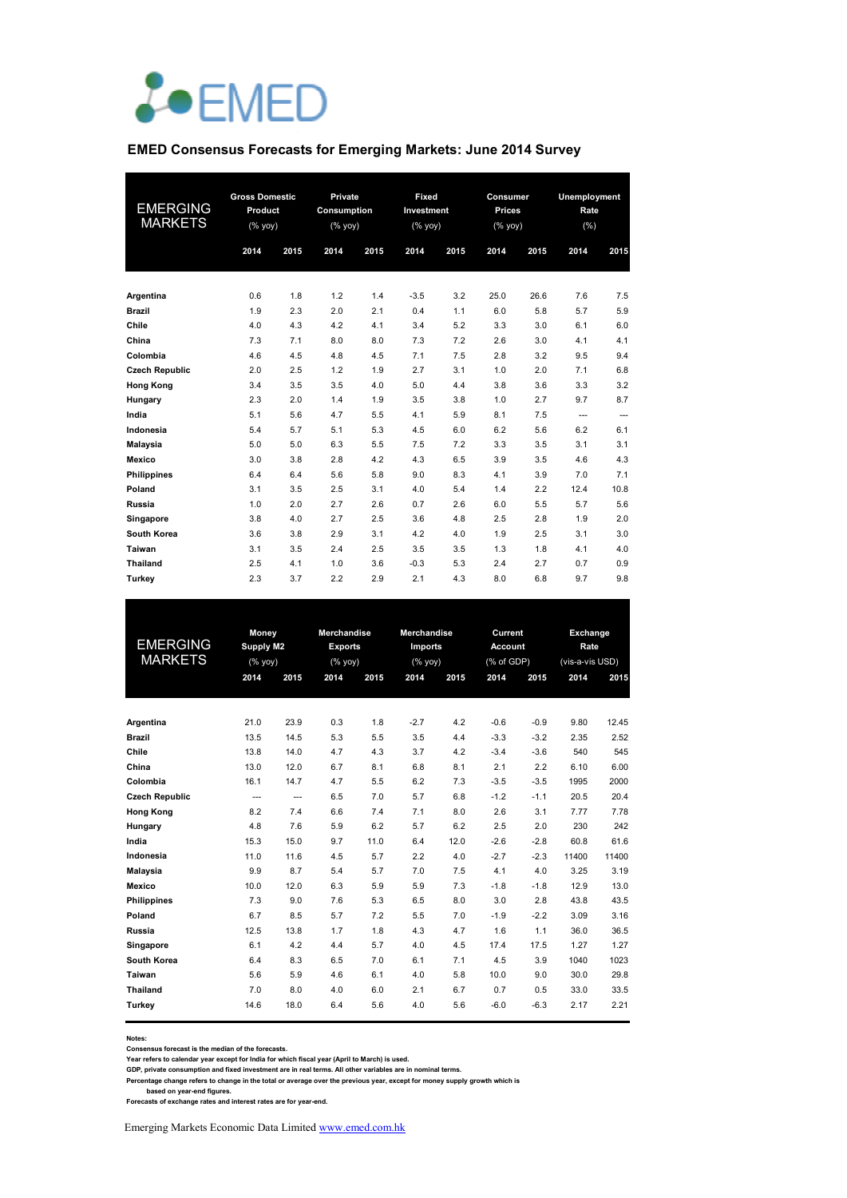# EMED

## EMED Consensus Forecasts for Emerging Markets: June 2014 Survey

| EMERGING MARKETS | Gross Domestic Product (% yoy) | | Private Consumption (% yoy) | | Fixed Investment (% yoy) | | Consumer Prices (% yoy) | | Unemployment Rate (%) | |
|---|---|---|---|---|---|---|---|---|---|---|
| | 2014 | 2015 | 2014 | 2015 | 2014 | 2015 | 2014 | 2015 | 2014 | 2015 |
| **Argentina** | 0.6 | 1.8 | 1.2 | 1.4 | -3.5 | 3.2 | 25.0 | 26.6 | 7.6 | 7.5 |
| **Brazil** | 1.9 | 2.3 | 2.0 | 2.1 | 0.4 | 1.1 | 6.0 | 5.8 | 5.7 | 5.9 |
| **Chile** | 4.0 | 4.3 | 4.2 | 4.1 | 3.4 | 5.2 | 3.3 | 3.0 | 6.1 | 6.0 |
| **China** | 7.3 | 7.1 | 8.0 | 8.0 | 7.3 | 7.2 | 2.6 | 3.0 | 4.1 | 4.1 |
| **Colombia** | 4.6 | 4.5 | 4.8 | 4.5 | 7.1 | 7.5 | 2.8 | 3.2 | 9.5 | 9.4 |
| **Czech Republic** | 2.0 | 2.5 | 1.2 | 1.9 | 2.7 | 3.1 | 1.0 | 2.0 | 7.1 | 6.8 |
| **Hong Kong** | 3.4 | 3.5 | 3.5 | 4.0 | 5.0 | 4.4 | 3.8 | 3.6 | 3.3 | 3.2 |
| **Hungary** | 2.3 | 2.0 | 1.4 | 1.9 | 3.5 | 3.8 | 1.0 | 2.7 | 9.7 | 8.7 |
| **India** | 5.1 | 5.6 | 4.7 | 5.5 | 4.1 | 5.9 | 8.1 | 7.5 | --- | --- |
| **Indonesia** | 5.4 | 5.7 | 5.1 | 5.3 | 4.5 | 6.0 | 6.2 | 5.6 | 6.2 | 6.1 |
| **Malaysia** | 5.0 | 5.0 | 6.3 | 5.5 | 7.5 | 7.2 | 3.3 | 3.5 | 3.1 | 3.1 |
| **Mexico** | 3.0 | 3.8 | 2.8 | 4.2 | 4.3 | 6.5 | 3.9 | 3.5 | 4.6 | 4.3 |
| **Philippines** | 6.4 | 6.4 | 5.6 | 5.8 | 9.0 | 8.3 | 4.1 | 3.9 | 7.0 | 7.1 |
| **Poland** | 3.1 | 3.5 | 2.5 | 3.1 | 4.0 | 5.4 | 1.4 | 2.2 | 12.4 | 10.8 |
| **Russia** | 1.0 | 2.0 | 2.7 | 2.6 | 0.7 | 2.6 | 6.0 | 5.5 | 5.7 | 5.6 |
| **Singapore** | 3.8 | 4.0 | 2.7 | 2.5 | 3.6 | 4.8 | 2.5 | 2.8 | 1.9 | 2.0 |
| **South Korea** | 3.6 | 3.8 | 2.9 | 3.1 | 4.2 | 4.0 | 1.9 | 2.5 | 3.1 | 3.0 |
| **Taiwan** | 3.1 | 3.5 | 2.4 | 2.5 | 3.5 | 3.5 | 1.3 | 1.8 | 4.1 | 4.0 |
| **Thailand** | 2.5 | 4.1 | 1.0 | 3.6 | -0.3 | 5.3 | 2.4 | 2.7 | 0.7 | 0.9 |
| **Turkey** | 2.3 | 3.7 | 2.2 | 2.9 | 2.1 | 4.3 | 8.0 | 6.8 | 9.7 | 9.8 |

| EMERGING MARKETS | Money Supply M2 (% yoy) | | Merchandise Exports (% yoy) | | Merchandise Imports (% yoy) | | Current Account (% of GDP) | | Exchange Rate (vis-a-vis USD) | |
|---|---|---|---|---|---|---|---|---|---|---|
| | 2014 | 2015 | 2014 | 2015 | 2014 | 2015 | 2014 | 2015 | 2014 | 2015 |
| **Argentina** | 21.0 | 23.9 | 0.3 | 1.8 | -2.7 | 4.2 | -0.6 | -0.9 | 9.80 | 12.45 |
| **Brazil** | 13.5 | 14.5 | 5.3 | 5.5 | 3.5 | 4.4 | -3.3 | -3.2 | 2.35 | 2.52 |
| **Chile** | 13.8 | 14.0 | 4.7 | 4.3 | 3.7 | 4.2 | -3.4 | -3.6 | 540 | 545 |
| **China** | 13.0 | 12.0 | 6.7 | 8.1 | 6.8 | 8.1 | 2.1 | 2.2 | 6.10 | 6.00 |
| **Colombia** | 16.1 | 14.7 | 4.7 | 5.5 | 6.2 | 7.3 | -3.5 | -3.5 | 1995 | 2000 |
| **Czech Republic** | --- | --- | 6.5 | 7.0 | 5.7 | 6.8 | -1.2 | -1.1 | 20.5 | 20.4 |
| **Hong Kong** | 8.2 | 7.4 | 6.6 | 7.4 | 7.1 | 8.0 | 2.6 | 3.1 | 7.77 | 7.78 |
| **Hungary** | 4.8 | 7.6 | 5.9 | 6.2 | 5.7 | 6.2 | 2.5 | 2.0 | 230 | 242 |
| **India** | 15.3 | 15.0 | 9.7 | 11.0 | 6.4 | 12.0 | -2.6 | -2.8 | 60.8 | 61.6 |
| **Indonesia** | 11.0 | 11.6 | 4.5 | 5.7 | 2.2 | 4.0 | -2.7 | -2.3 | 11400 | 11400 |
| **Malaysia** | 9.9 | 8.7 | 5.4 | 5.7 | 7.0 | 7.5 | 4.1 | 4.0 | 3.25 | 3.19 |
| **Mexico** | 10.0 | 12.0 | 6.3 | 5.9 | 5.9 | 7.3 | -1.8 | -1.8 | 12.9 | 13.0 |
| **Philippines** | 7.3 | 9.0 | 7.6 | 5.3 | 6.5 | 8.0 | 3.0 | 2.8 | 43.8 | 43.5 |
| **Poland** | 6.7 | 8.5 | 5.7 | 7.2 | 5.5 | 7.0 | -1.9 | -2.2 | 3.09 | 3.16 |
| **Russia** | 12.5 | 13.8 | 1.7 | 1.8 | 4.3 | 4.7 | 1.6 | 1.1 | 36.0 | 36.5 |
| **Singapore** | 6.1 | 4.2 | 4.4 | 5.7 | 4.0 | 4.5 | 17.4 | 17.5 | 1.27 | 1.27 |
| **South Korea** | 6.4 | 8.3 | 6.5 | 7.0 | 6.1 | 7.1 | 4.5 | 3.9 | 1040 | 1023 |
| **Taiwan** | 5.6 | 5.9 | 4.6 | 6.1 | 4.0 | 5.8 | 10.0 | 9.0 | 30.0 | 29.8 |
| **Thailand** | 7.0 | 8.0 | 4.0 | 6.0 | 2.1 | 6.7 | 0.7 | 0.5 | 33.0 | 33.5 |
| **Turkey** | 14.6 | 18.0 | 6.4 | 5.6 | 4.0 | 5.6 | -6.0 | -6.3 | 2.17 | 2.21 |

**Notes:**
**Consensus forecast is the median of the forecasts.**
**Year refers to calendar year except for India for which fiscal year (April to March) is used.**
**GDP, private consumption and fixed investment are in real terms. All other variables are in nominal terms.**
**Percentage change refers to change in the total or average over the previous year, except for money supply growth which is based on year-end figures.**
**Forecasts of exchange rates and interest rates are for year-end.**

Emerging Markets Economic Data Limited www.emed.com.hk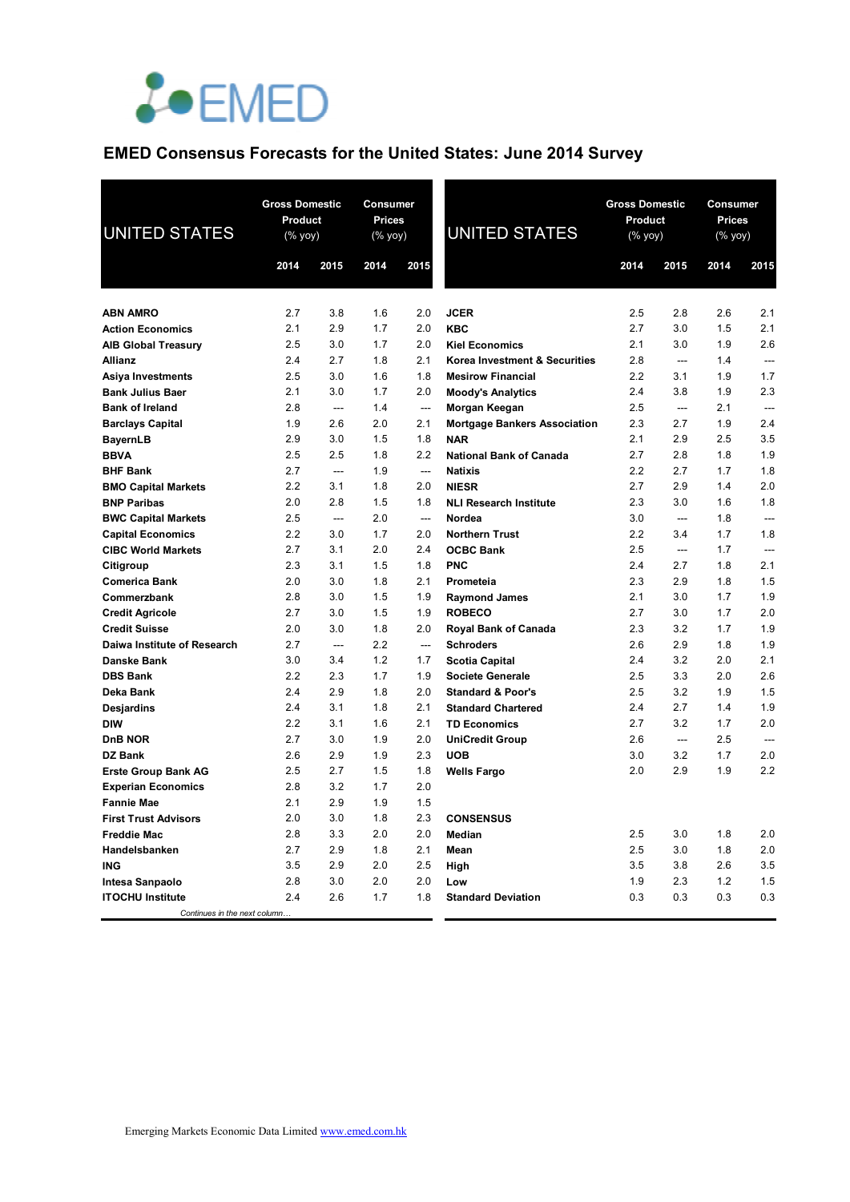# EMED Consensus Forecasts for the United States: June 2014 Survey

| UNITED STATES | Gross Domestic Product (% yoy) | | Consumer Prices (% yoy) | |
|---|---|---|---|---|
| | 2014 | 2015 | 2014 | 2015 |
| **ABN AMRO** | 2.7 | 3.8 | 1.6 | 2.0 |
| **Action Economics** | 2.1 | 2.9 | 1.7 | 2.0 |
| **AIB Global Treasury** | 2.5 | 3.0 | 1.7 | 2.0 |
| **Allianz** | 2.4 | 2.7 | 1.8 | 2.1 |
| **Asiya Investments** | 2.5 | 3.0 | 1.6 | 1.8 |
| **Bank Julius Baer** | 2.1 | 3.0 | 1.7 | 2.0 |
| **Bank of Ireland** | 2.8 | --- | 1.4 | --- |
| **Barclays Capital** | 1.9 | 2.6 | 2.0 | 2.1 |
| **BayernLB** | 2.9 | 3.0 | 1.5 | 1.8 |
| **BBVA** | 2.5 | 2.5 | 1.8 | 2.2 |
| **BHF Bank** | 2.7 | --- | 1.9 | --- |
| **BMO Capital Markets** | 2.2 | 3.1 | 1.8 | 2.0 |
| **BNP Paribas** | 2.0 | 2.8 | 1.5 | 1.8 |
| **BWC Capital Markets** | 2.5 | --- | 2.0 | --- |
| **Capital Economics** | 2.2 | 3.0 | 1.7 | 2.0 |
| **CIBC World Markets** | 2.7 | 3.1 | 2.0 | 2.4 |
| **Citigroup** | 2.3 | 3.1 | 1.5 | 1.8 |
| **Comerica Bank** | 2.0 | 3.0 | 1.8 | 2.1 |
| **Commerzbank** | 2.8 | 3.0 | 1.5 | 1.9 |
| **Credit Agricole** | 2.7 | 3.0 | 1.5 | 1.9 |
| **Credit Suisse** | 2.0 | 3.0 | 1.8 | 2.0 |
| **Daiwa Institute of Research** | 2.7 | --- | 2.2 | --- |
| **Danske Bank** | 3.0 | 3.4 | 1.2 | 1.7 |
| **DBS Bank** | 2.2 | 2.3 | 1.7 | 1.9 |
| **Deka Bank** | 2.4 | 2.9 | 1.8 | 2.0 |
| **Desjardins** | 2.4 | 3.1 | 1.8 | 2.1 |
| **DIW** | 2.2 | 3.1 | 1.6 | 2.1 |
| **DnB NOR** | 2.7 | 3.0 | 1.9 | 2.0 |
| **DZ Bank** | 2.6 | 2.9 | 1.9 | 2.3 |
| **Erste Group Bank AG** | 2.5 | 2.7 | 1.5 | 1.8 |
| **Experian Economics** | 2.8 | 3.2 | 1.7 | 2.0 |
| **Fannie Mae** | 2.1 | 2.9 | 1.9 | 1.5 |
| **First Trust Advisors** | 2.0 | 3.0 | 1.8 | 2.3 |
| **Freddie Mac** | 2.8 | 3.3 | 2.0 | 2.0 |
| **Handelsbanken** | 2.7 | 2.9 | 1.8 | 2.1 |
| **ING** | 3.5 | 2.9 | 2.0 | 2.5 |
| **Intesa Sanpaolo** | 2.8 | 3.0 | 2.0 | 2.0 |
| **ITOCHU Institute** | 2.4 | 2.6 | 1.7 | 1.8 |
| **JCER** | 2.5 | 2.8 | 2.6 | 2.1 |
| **KBC** | 2.7 | 3.0 | 1.5 | 2.1 |
| **Kiel Economics** | 2.1 | 3.0 | 1.9 | 2.6 |
| **Korea Investment & Securities** | 2.8 | --- | 1.4 | --- |
| **Mesirow Financial** | 2.2 | 3.1 | 1.9 | 1.7 |
| **Moody's Analytics** | 2.4 | 3.8 | 1.9 | 2.3 |
| **Morgan Keegan** | 2.5 | --- | 2.1 | --- |
| **Mortgage Bankers Association** | 2.3 | 2.7 | 1.9 | 2.4 |
| **NAR** | 2.1 | 2.9 | 2.5 | 3.5 |
| **National Bank of Canada** | 2.7 | 2.8 | 1.8 | 1.9 |
| **Natixis** | 2.2 | 2.7 | 1.7 | 1.8 |
| **NIESR** | 2.7 | 2.9 | 1.4 | 2.0 |
| **NLI Research Institute** | 2.3 | 3.0 | 1.6 | 1.8 |
| **Nordea** | 3.0 | --- | 1.8 | --- |
| **Northern Trust** | 2.2 | 3.4 | 1.7 | 1.8 |
| **OCBC Bank** | 2.5 | --- | 1.7 | --- |
| **PNC** | 2.4 | 2.7 | 1.8 | 2.1 |
| **Prometeia** | 2.3 | 2.9 | 1.8 | 1.5 |
| **Raymond James** | 2.1 | 3.0 | 1.7 | 1.9 |
| **ROBECO** | 2.7 | 3.0 | 1.7 | 2.0 |
| **Royal Bank of Canada** | 2.3 | 3.2 | 1.7 | 1.9 |
| **Schroders** | 2.6 | 2.9 | 1.8 | 1.9 |
| **Scotia Capital** | 2.4 | 3.2 | 2.0 | 2.1 |
| **Societe Generale** | 2.5 | 3.3 | 2.0 | 2.6 |
| **Standard & Poor's** | 2.5 | 3.2 | 1.9 | 1.5 |
| **Standard Chartered** | 2.4 | 2.7 | 1.4 | 1.9 |
| **TD Economics** | 2.7 | 3.2 | 1.7 | 2.0 |
| **UniCredit Group** | 2.6 | --- | 2.5 | --- |
| **UOB** | 3.0 | 3.2 | 1.7 | 2.0 |
| **Wells Fargo** | 2.0 | 2.9 | 1.9 | 2.2 |
| **CONSENSUS** | | | | |
| **Median** | 2.5 | 3.0 | 1.8 | 2.0 |
| **Mean** | 2.5 | 3.0 | 1.8 | 2.0 |
| **High** | 3.5 | 3.8 | 2.6 | 3.5 |
| **Low** | 1.9 | 2.3 | 1.2 | 1.5 |
| **Standard Deviation** | 0.3 | 0.3 | 0.3 | 0.3 |

Emerging Markets Economic Data Limited www.emed.com.hk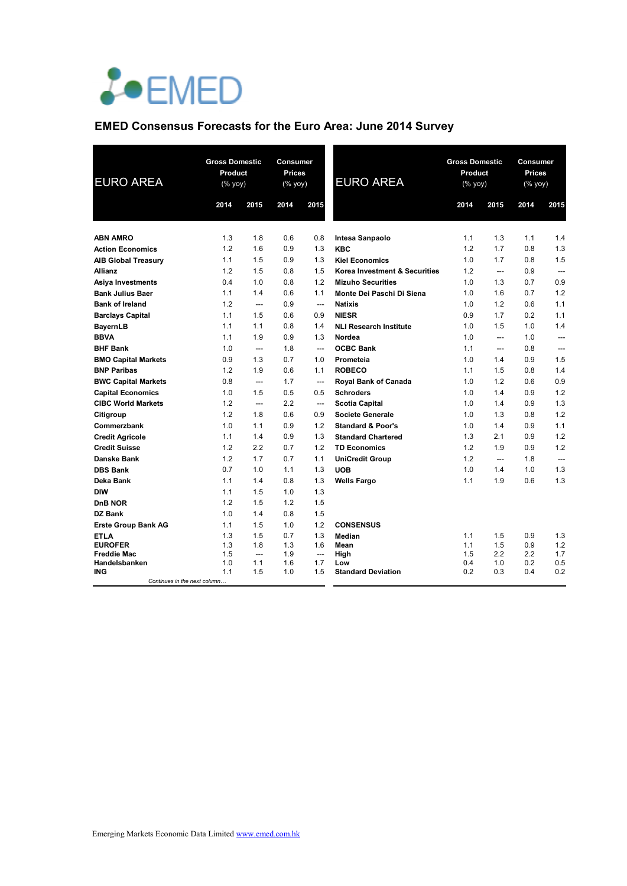EMED

## EMED Consensus Forecasts for the Euro Area: June 2014 Survey

| EURO AREA | Gross Domestic Product (% yoy) | | Consumer Prices (% yoy) | |
|---|---|---|---|---|
| | 2014 | 2015 | 2014 | 2015 |
| **ABN AMRO** | 1.3 | 1.8 | 0.6 | 0.8 |
| **Action Economics** | 1.2 | 1.6 | 0.9 | 1.3 |
| **AIB Global Treasury** | 1.1 | 1.5 | 0.9 | 1.3 |
| **Allianz** | 1.2 | 1.5 | 0.8 | 1.5 |
| **Asiya Investments** | 0.4 | 1.0 | 0.8 | 1.2 |
| **Bank Julius Baer** | 1.1 | 1.4 | 0.6 | 1.1 |
| **Bank of Ireland** | 1.2 | --- | 0.9 | --- |
| **Barclays Capital** | 1.1 | 1.5 | 0.6 | 0.9 |
| **BayernLB** | 1.1 | 1.1 | 0.8 | 1.4 |
| **BBVA** | 1.1 | 1.9 | 0.9 | 1.3 |
| **BHF Bank** | 1.0 | --- | 1.8 | --- |
| **BMO Capital Markets** | 0.9 | 1.3 | 0.7 | 1.0 |
| **BNP Paribas** | 1.2 | 1.9 | 0.6 | 1.1 |
| **BWC Capital Markets** | 0.8 | --- | 1.7 | --- |
| **Capital Economics** | 1.0 | 1.5 | 0.5 | 0.5 |
| **CIBC World Markets** | 1.2 | --- | 2.2 | --- |
| **Citigroup** | 1.2 | 1.8 | 0.6 | 0.9 |
| **Commerzbank** | 1.0 | 1.1 | 0.9 | 1.2 |
| **Credit Agricole** | 1.1 | 1.4 | 0.9 | 1.3 |
| **Credit Suisse** | 1.2 | 2.2 | 0.7 | 1.2 |
| **Danske Bank** | 1.2 | 1.7 | 0.7 | 1.1 |
| **DBS Bank** | 0.7 | 1.0 | 1.1 | 1.3 |
| **Deka Bank** | 1.1 | 1.4 | 0.8 | 1.3 |
| **DIW** | 1.1 | 1.5 | 1.0 | 1.3 |
| **DnB NOR** | 1.2 | 1.5 | 1.2 | 1.5 |
| **DZ Bank** | 1.0 | 1.4 | 0.8 | 1.5 |
| **Erste Group Bank AG** | 1.1 | 1.5 | 1.0 | 1.2 |
| **ETLA** | 1.3 | 1.5 | 0.7 | 1.3 |
| **EUROFER** | 1.3 | 1.8 | 1.3 | 1.6 |
| **Freddie Mac** | 1.5 | --- | 1.9 | --- |
| **Handelsbanken** | 1.0 | 1.1 | 1.6 | 1.7 |
| **ING** | 1.1 | 1.5 | 1.0 | 1.5 |
| **Intesa Sanpaolo** | 1.1 | 1.3 | 1.1 | 1.4 |
| **KBC** | 1.2 | 1.7 | 0.8 | 1.3 |
| **Kiel Economics** | 1.0 | 1.7 | 0.8 | 1.5 |
| **Korea Investment & Securities** | 1.2 | --- | 0.9 | --- |
| **Mizuho Securities** | 1.0 | 1.3 | 0.7 | 0.9 |
| **Monte Dei Paschi Di Siena** | 1.0 | 1.6 | 0.7 | 1.2 |
| **Natixis** | 1.0 | 1.2 | 0.6 | 1.1 |
| **NIESR** | 0.9 | 1.7 | 0.2 | 1.1 |
| **NLI Research Institute** | 1.0 | 1.5 | 1.0 | 1.4 |
| **Nordea** | 1.0 | --- | 1.0 | --- |
| **OCBC Bank** | 1.1 | --- | 0.8 | --- |
| **Prometeia** | 1.0 | 1.4 | 0.9 | 1.5 |
| **ROBECO** | 1.1 | 1.5 | 0.8 | 1.4 |
| **Royal Bank of Canada** | 1.0 | 1.2 | 0.6 | 0.9 |
| **Schroders** | 1.0 | 1.4 | 0.9 | 1.2 |
| **Scotia Capital** | 1.0 | 1.4 | 0.9 | 1.3 |
| **Societe Generale** | 1.0 | 1.3 | 0.8 | 1.2 |
| **Standard & Poor's** | 1.0 | 1.4 | 0.9 | 1.1 |
| **Standard Chartered** | 1.3 | 2.1 | 0.9 | 1.2 |
| **TD Economics** | 1.2 | 1.9 | 0.9 | 1.2 |
| **UniCredit Group** | 1.2 | --- | 1.8 | --- |
| **UOB** | 1.0 | 1.4 | 1.0 | 1.3 |
| **Wells Fargo** | 1.1 | 1.9 | 0.6 | 1.3 |
| **CONSENSUS** | | | | |
| **Median** | 1.1 | 1.5 | 0.9 | 1.3 |
| **Mean** | 1.1 | 1.5 | 0.9 | 1.2 |
| **High** | 1.5 | 2.2 | 2.2 | 1.7 |
| **Low** | 0.4 | 1.0 | 0.2 | 0.5 |
| **Standard Deviation** | 0.2 | 0.3 | 0.4 | 0.2 |

Emerging Markets Economic Data Limited www.emed.com.hk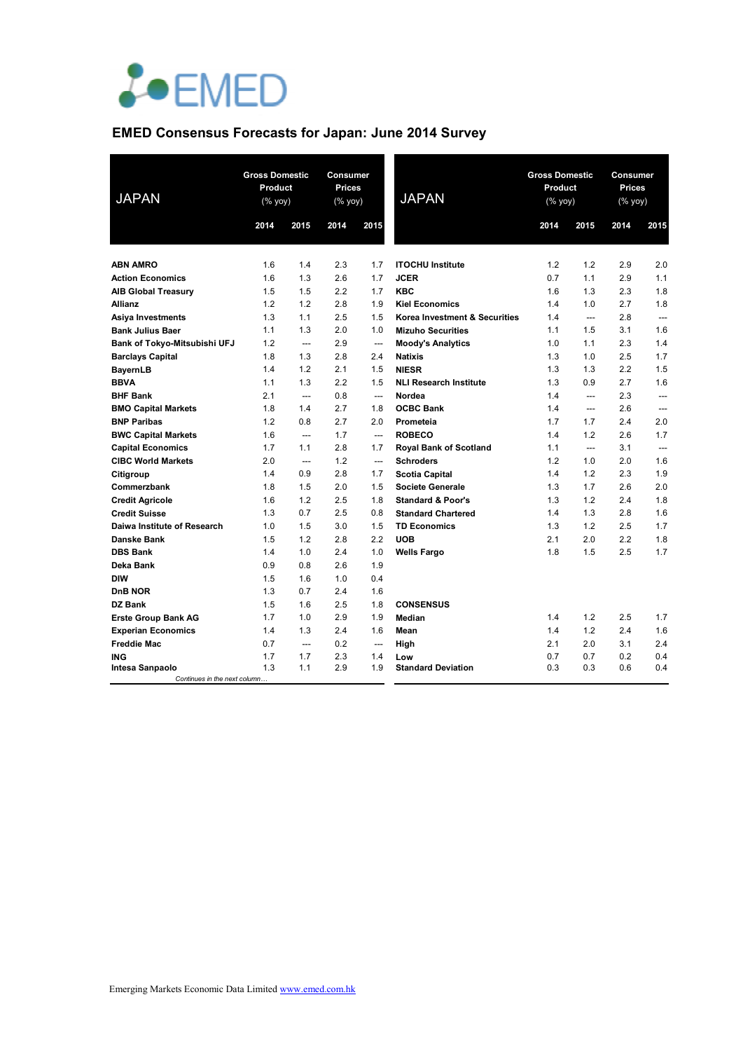# EMED Consensus Forecasts for Japan: June 2014 Survey

| JAPAN | Gross Domestic Product (% yoy) | | Consumer Prices (% yoy) | |
|---|---|---|---|---|
| | 2014 | 2015 | 2014 | 2015 |
| **ABN AMRO** | 1.6 | 1.4 | 2.3 | 1.7 |
| **Action Economics** | 1.6 | 1.3 | 2.6 | 1.7 |
| **AIB Global Treasury** | 1.5 | 1.5 | 2.2 | 1.7 |
| **Allianz** | 1.2 | 1.2 | 2.8 | 1.9 |
| **Asiya Investments** | 1.3 | 1.1 | 2.5 | 1.5 |
| **Bank Julius Baer** | 1.1 | 1.3 | 2.0 | 1.0 |
| **Bank of Tokyo-Mitsubishi UFJ** | 1.2 | --- | 2.9 | --- |
| **Barclays Capital** | 1.8 | 1.3 | 2.8 | 2.4 |
| **BayernLB** | 1.4 | 1.2 | 2.1 | 1.5 |
| **BBVA** | 1.1 | 1.3 | 2.2 | 1.5 |
| **BHF Bank** | 2.1 | --- | 0.8 | --- |
| **BMO Capital Markets** | 1.8 | 1.4 | 2.7 | 1.8 |
| **BNP Paribas** | 1.2 | 0.8 | 2.7 | 2.0 |
| **BWC Capital Markets** | 1.6 | --- | 1.7 | --- |
| **Capital Economics** | 1.7 | 1.1 | 2.8 | 1.7 |
| **CIBC World Markets** | 2.0 | --- | 1.2 | --- |
| **Citigroup** | 1.4 | 0.9 | 2.8 | 1.7 |
| **Commerzbank** | 1.8 | 1.5 | 2.0 | 1.5 |
| **Credit Agricole** | 1.6 | 1.2 | 2.5 | 1.8 |
| **Credit Suisse** | 1.3 | 0.7 | 2.5 | 0.8 |
| **Daiwa Institute of Research** | 1.0 | 1.5 | 3.0 | 1.5 |
| **Danske Bank** | 1.5 | 1.2 | 2.8 | 2.2 |
| **DBS Bank** | 1.4 | 1.0 | 2.4 | 1.0 |
| **Deka Bank** | 0.9 | 0.8 | 2.6 | 1.9 |
| **DIW** | 1.5 | 1.6 | 1.0 | 0.4 |
| **DnB NOR** | 1.3 | 0.7 | 2.4 | 1.6 |
| **DZ Bank** | 1.5 | 1.6 | 2.5 | 1.8 |
| **Erste Group Bank AG** | 1.7 | 1.0 | 2.9 | 1.9 |
| **Experian Economics** | 1.4 | 1.3 | 2.4 | 1.6 |
| **Freddie Mac** | 0.7 | --- | 0.2 | --- |
| **ING** | 1.7 | 1.7 | 2.3 | 1.4 |
| **Intesa Sanpaolo** | 1.3 | 1.1 | 2.9 | 1.9 |
| **ITOCHU Institute** | 1.2 | 1.2 | 2.9 | 2.0 |
| **JCER** | 0.7 | 1.1 | 2.9 | 1.1 |
| **KBC** | 1.6 | 1.3 | 2.3 | 1.8 |
| **Kiel Economics** | 1.4 | 1.0 | 2.7 | 1.8 |
| **Korea Investment & Securities** | 1.4 | --- | 2.8 | --- |
| **Mizuho Securities** | 1.1 | 1.5 | 3.1 | 1.6 |
| **Moody's Analytics** | 1.0 | 1.1 | 2.3 | 1.4 |
| **Natixis** | 1.3 | 1.0 | 2.5 | 1.7 |
| **NIESR** | 1.3 | 1.3 | 2.2 | 1.5 |
| **NLI Research Institute** | 1.3 | 0.9 | 2.7 | 1.6 |
| **Nordea** | 1.4 | --- | 2.3 | --- |
| **OCBC Bank** | 1.4 | --- | 2.6 | --- |
| **Prometeia** | 1.7 | 1.7 | 2.4 | 2.0 |
| **ROBECO** | 1.4 | 1.2 | 2.6 | 1.7 |
| **Royal Bank of Scotland** | 1.1 | --- | 3.1 | --- |
| **Schroders** | 1.2 | 1.0 | 2.0 | 1.6 |
| **Scotia Capital** | 1.4 | 1.2 | 2.3 | 1.9 |
| **Societe Generale** | 1.3 | 1.7 | 2.6 | 2.0 |
| **Standard & Poor's** | 1.3 | 1.2 | 2.4 | 1.8 |
| **Standard Chartered** | 1.4 | 1.3 | 2.8 | 1.6 |
| **TD Economics** | 1.3 | 1.2 | 2.5 | 1.7 |
| **UOB** | 2.1 | 2.0 | 2.2 | 1.8 |
| **Wells Fargo** | 1.8 | 1.5 | 2.5 | 1.7 |
| **CONSENSUS** | | | | |
| **Median** | 1.4 | 1.2 | 2.5 | 1.7 |
| **Mean** | 1.4 | 1.2 | 2.4 | 1.6 |
| **High** | 2.1 | 2.0 | 3.1 | 2.4 |
| **Low** | 0.7 | 0.7 | 0.2 | 0.4 |
| **Standard Deviation** | 0.3 | 0.3 | 0.6 | 0.4 |

*Continues in the next column…*

Emerging Markets Economic Data Limited www.emed.com.hk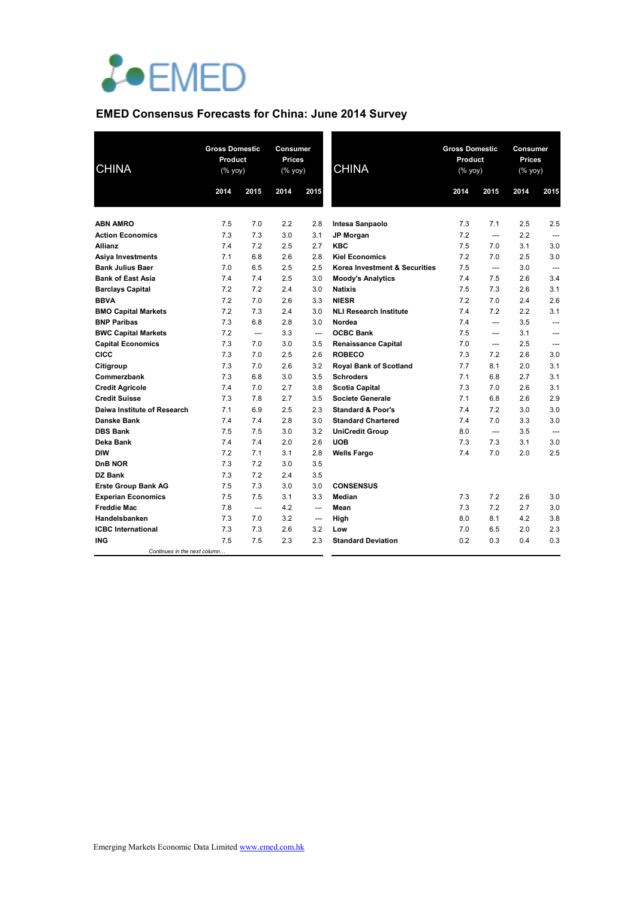# EMED Consensus Forecasts for China: June 2014 Survey

| CHINA | Gross Domestic Product (% yoy) | | Consumer Prices (% yoy) | |
|---|---|---|---|---|
| | 2014 | 2015 | 2014 | 2015 |
| **ABN AMRO** | 7.5 | 7.0 | 2.2 | 2.8 |
| **Action Economics** | 7.3 | 7.3 | 3.0 | 3.1 |
| **Allianz** | 7.4 | 7.2 | 2.5 | 2.7 |
| **Asiya Investments** | 7.1 | 6.8 | 2.6 | 2.8 |
| **Bank Julius Baer** | 7.0 | 6.5 | 2.5 | 2.5 |
| **Bank of East Asia** | 7.4 | 7.4 | 2.5 | 3.0 |
| **Barclays Capital** | 7.2 | 7.2 | 2.4 | 3.0 |
| **BBVA** | 7.2 | 7.0 | 2.6 | 3.3 |
| **BMO Capital Markets** | 7.2 | 7.3 | 2.4 | 3.0 |
| **BNP Paribas** | 7.3 | 6.8 | 2.8 | 3.0 |
| **BWC Capital Markets** | 7.2 | --- | 3.3 | --- |
| **Capital Economics** | 7.3 | 7.0 | 3.0 | 3.5 |
| **CICC** | 7.3 | 7.0 | 2.5 | 2.6 |
| **Citigroup** | 7.3 | 7.0 | 2.6 | 3.2 |
| **Commerzbank** | 7.3 | 6.8 | 3.0 | 3.5 |
| **Credit Agricole** | 7.4 | 7.0 | 2.7 | 3.8 |
| **Credit Suisse** | 7.3 | 7.8 | 2.7 | 3.5 |
| **Daiwa Institute of Research** | 7.1 | 6.9 | 2.5 | 2.3 |
| **Danske Bank** | 7.4 | 7.4 | 2.8 | 3.0 |
| **DBS Bank** | 7.5 | 7.5 | 3.0 | 3.2 |
| **Deka Bank** | 7.4 | 7.4 | 2.0 | 2.6 |
| **DIW** | 7.2 | 7.1 | 3.1 | 2.8 |
| **DnB NOR** | 7.3 | 7.2 | 3.0 | 3.5 |
| **DZ Bank** | 7.3 | 7.2 | 2.4 | 3.5 |
| **Erste Group Bank AG** | 7.5 | 7.3 | 3.0 | 3.0 |
| **Experian Economics** | 7.5 | 7.5 | 3.1 | 3.3 |
| **Freddie Mac** | 7.8 | --- | 4.2 | --- |
| **Handelsbanken** | 7.3 | 7.0 | 3.2 | --- |
| **ICBC International** | 7.3 | 7.3 | 2.6 | 3.2 |
| **ING** | 7.5 | 7.5 | 2.3 | 2.3 |
| **Intesa Sanpaolo** | 7.3 | 7.1 | 2.5 | 2.5 |
| **JP Morgan** | 7.2 | --- | 2.2 | --- |
| **KBC** | 7.5 | 7.0 | 3.1 | 3.0 |
| **Kiel Economics** | 7.2 | 7.0 | 2.5 | 3.0 |
| **Korea Investment & Securities** | 7.5 | --- | 3.0 | --- |
| **Moody's Analytics** | 7.4 | 7.5 | 2.6 | 3.4 |
| **Natixis** | 7.5 | 7.3 | 2.6 | 3.1 |
| **NIESR** | 7.2 | 7.0 | 2.4 | 2.6 |
| **NLI Research Institute** | 7.4 | 7.2 | 2.2 | 3.1 |
| **Nordea** | 7.4 | --- | 3.5 | --- |
| **OCBC Bank** | 7.5 | --- | 3.1 | --- |
| **Renaissance Capital** | 7.0 | --- | 2.5 | --- |
| **ROBECO** | 7.3 | 7.2 | 2.6 | 3.0 |
| **Royal Bank of Scotland** | 7.7 | 8.1 | 2.0 | 3.1 |
| **Schroders** | 7.1 | 6.8 | 2.7 | 3.1 |
| **Scotia Capital** | 7.3 | 7.0 | 2.6 | 3.1 |
| **Societe Generale** | 7.1 | 6.8 | 2.6 | 2.9 |
| **Standard & Poor's** | 7.4 | 7.2 | 3.0 | 3.0 |
| **Standard Chartered** | 7.4 | 7.0 | 3.3 | 3.0 |
| **UniCredit Group** | 8.0 | --- | 3.5 | --- |
| **UOB** | 7.3 | 7.3 | 3.1 | 3.0 |
| **Wells Fargo** | 7.4 | 7.0 | 2.0 | 2.5 |
| **CONSENSUS** | | | | |
| **Median** | 7.3 | 7.2 | 2.6 | 3.0 |
| **Mean** | 7.3 | 7.2 | 2.7 | 3.0 |
| **High** | 8.0 | 8.1 | 4.2 | 3.8 |
| **Low** | 7.0 | 6.5 | 2.0 | 2.3 |
| **Standard Deviation** | 0.2 | 0.3 | 0.4 | 0.3 |

*Continues in the next column…*

Emerging Markets Economic Data Limited [www.emed.com.hk](http://www.emed.com.hk)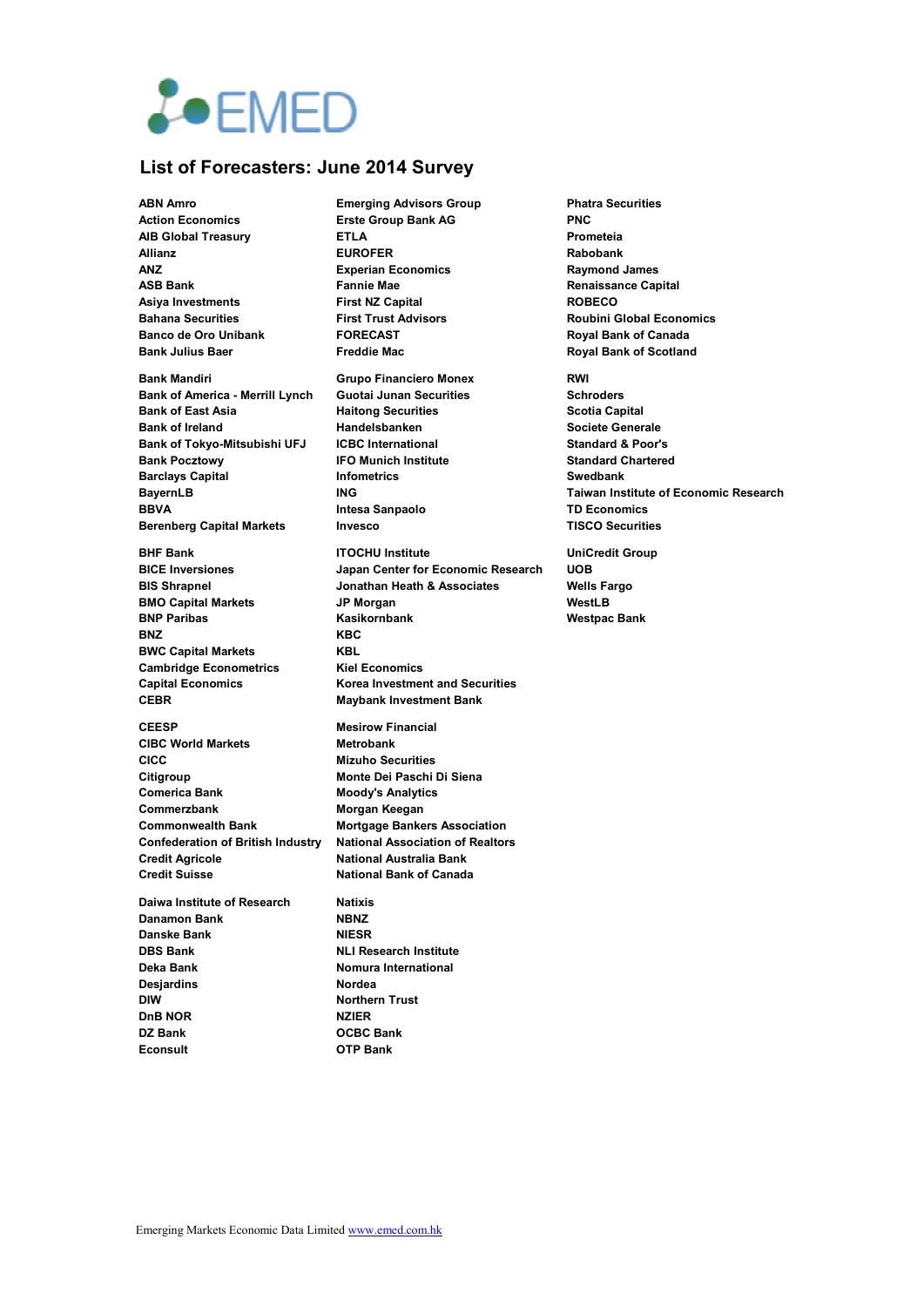EMED

## List of Forecasters: June 2014 Survey

ABN Amro
Action Economics
AIB Global Treasury
Allianz
ANZ
ASB Bank
Asiya Investments
Bahana Securities
Banco de Oro Unibank
Bank Julius Baer

Bank Mandiri
Bank of America - Merrill Lynch
Bank of East Asia
Bank of Ireland
Bank of Tokyo-Mitsubishi UFJ
Bank Pocztowy
Barclays Capital
BayernLB
BBVA
Berenberg Capital Markets

BHF Bank
BICE Inversiones
BIS Shrapnel
BMO Capital Markets
BNP Paribas
BNZ
BWC Capital Markets
Cambridge Econometrics
Capital Economics
CEBR

CEESP
CIBC World Markets
CICC
Citigroup
Comerica Bank
Commerzbank
Commonwealth Bank
Confederation of British Industry
Credit Agricole
Credit Suisse

Daiwa Institute of Research
Danamon Bank
Danske Bank
DBS Bank
Deka Bank
Desjardins
DIW
DnB NOR
DZ Bank
Econsult

Emerging Advisors Group
Erste Group Bank AG
ETLA
EUROFER
Experian Economics
Fannie Mae
First NZ Capital
First Trust Advisors
FORECAST
Freddie Mac

Grupo Financiero Monex
Guotai Junan Securities
Haitong Securities
Handelsbanken
ICBC International
IFO Munich Institute
Infometrics
ING
Intesa Sanpaolo
Invesco

ITOCHU Institute
Japan Center for Economic Research
Jonathan Heath & Associates
JP Morgan
Kasikornbank
KBC
KBL
Kiel Economics
Korea Investment and Securities
Maybank Investment Bank

Mesirow Financial
Metrobank
Mizuho Securities
Monte Dei Paschi Di Siena
Moody's Analytics
Morgan Keegan
Mortgage Bankers Association
National Association of Realtors
National Australia Bank
National Bank of Canada

Natixis
NBNZ
NIESR
NLI Research Institute
Nomura International
Nordea
Northern Trust
NZIER
OCBC Bank
OTP Bank

Phatra Securities
PNC
Prometeia
Rabobank
Raymond James
Renaissance Capital
ROBECO
Roubini Global Economics
Royal Bank of Canada
Royal Bank of Scotland

RWI
Schroders
Scotia Capital
Societe Generale
Standard & Poor's
Standard Chartered
Swedbank
Taiwan Institute of Economic Research
TD Economics
TISCO Securities

UniCredit Group
UOB
Wells Fargo
WestLB
Westpac Bank

Emerging Markets Economic Data Limited www.emed.com.hk